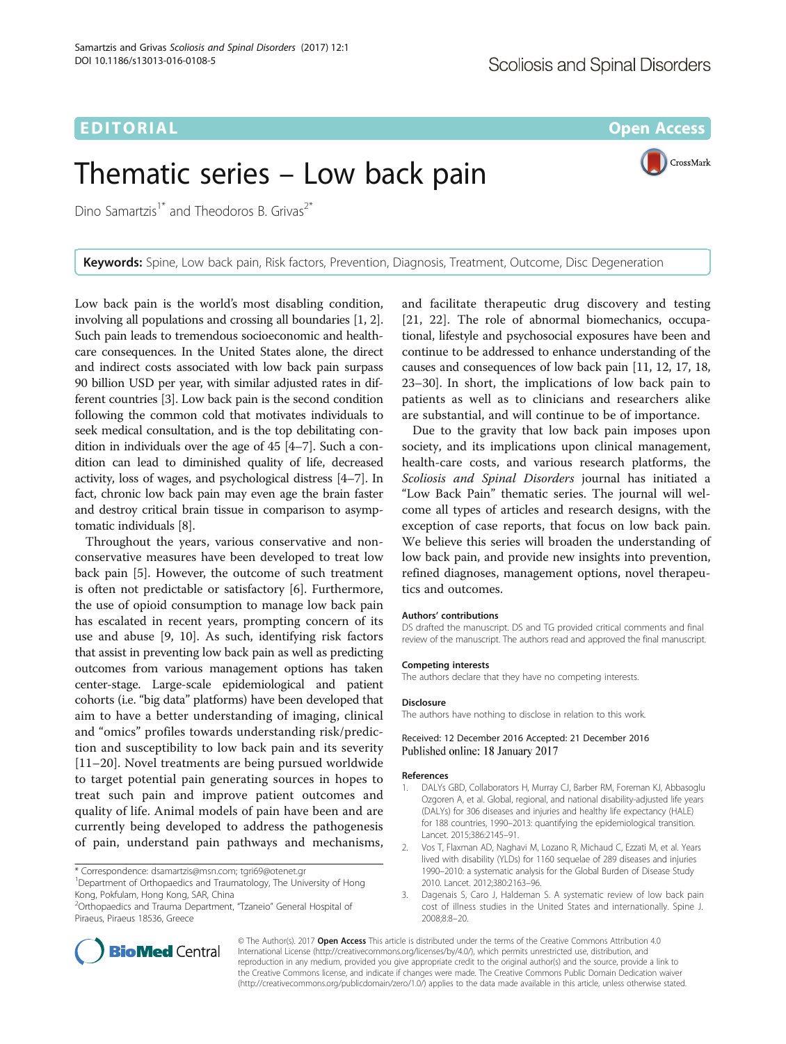EDITORIAL

Open Access

# Thematic series – Low back pain

Dino Samartzis[1*] and Theodoros B. Grivas[2*]

**Keywords:** Spine, Low back pain, Risk factors, Prevention, Diagnosis, Treatment, Outcome, Disc Degeneration

Low back pain is the world's most disabling condition, involving all populations and crossing all boundaries [1, 2]. Such pain leads to tremendous socioeconomic and health-care consequences. In the United States alone, the direct and indirect costs associated with low back pain surpass 90 billion USD per year, with similar adjusted rates in different countries [3]. Low back pain is the second condition following the common cold that motivates individuals to seek medical consultation, and is the top debilitating condition in individuals over the age of 45 [4–7]. Such a condition can lead to diminished quality of life, decreased activity, loss of wages, and psychological distress [4–7]. In fact, chronic low back pain may even age the brain faster and destroy critical brain tissue in comparison to asymptomatic individuals [8].

Throughout the years, various conservative and non-conservative measures have been developed to treat low back pain [5]. However, the outcome of such treatment is often not predictable or satisfactory [6]. Furthermore, the use of opioid consumption to manage low back pain has escalated in recent years, prompting concern of its use and abuse [9, 10]. As such, identifying risk factors that assist in preventing low back pain as well as predicting outcomes from various management options has taken center-stage. Large-scale epidemiological and patient cohorts (i.e. "big data" platforms) have been developed that aim to have a better understanding of imaging, clinical and "omics" profiles towards understanding risk/prediction and susceptibility to low back pain and its severity [11–20]. Novel treatments are being pursued worldwide to target potential pain generating sources in hopes to treat such pain and improve patient outcomes and quality of life. Animal models of pain have been and are currently being developed to address the pathogenesis of pain, understand pain pathways and mechanisms, and facilitate therapeutic drug discovery and testing [21, 22]. The role of abnormal biomechanics, occupational, lifestyle and psychosocial exposures have been and continue to be addressed to enhance understanding of the causes and consequences of low back pain [11, 12, 17, 18, 23–30]. In short, the implications of low back pain to patients as well as to clinicians and researchers alike are substantial, and will continue to be of importance.

Due to the gravity that low back pain imposes upon society, and its implications upon clinical management, health-care costs, and various research platforms, the *Scoliosis and Spinal Disorders* journal has initiated a "Low Back Pain" thematic series. The journal will welcome all types of articles and research designs, with the exception of case reports, that focus on low back pain. We believe this series will broaden the understanding of low back pain, and provide new insights into prevention, refined diagnoses, management options, novel therapeutics and outcomes.

\* Correspondence: dsamartzis@msn.com; tgri69@otenet.gr
[1]Department of Orthopaedics and Traumatology, The University of Hong Kong, Pokfulam, Hong Kong, SAR, China
[2]Orthopaedics and Trauma Department, "Tzaneio" General Hospital of Piraeus, Piraeus 18536, Greece

#### Authors' contributions
DS drafted the manuscript. DS and TG provided critical comments and final review of the manuscript. The authors read and approved the final manuscript.

#### Competing interests
The authors declare that they have no competing interests.

#### Disclosure
The authors have nothing to disclose in relation to this work.

Received: 12 December 2016 Accepted: 21 December 2016
Published online: 18 January 2017

#### References

1. DALYs GBD, Collaborators H, Murray CJ, Barber RM, Foreman KJ, Abbasoglu Ozgoren A, et al. Global, regional, and national disability-adjusted life years (DALYs) for 306 diseases and injuries and healthy life expectancy (HALE) for 188 countries, 1990–2013: quantifying the epidemiological transition. Lancet. 2015;386:2145–91.
2. Vos T, Flaxman AD, Naghavi M, Lozano R, Michaud C, Ezzati M, et al. Years lived with disability (YLDs) for 1160 sequelae of 289 diseases and injuries 1990–2010: a systematic analysis for the Global Burden of Disease Study 2010. Lancet. 2012;380:2163–96.
3. Dagenais S, Caro J, Haldeman S. A systematic review of low back pain cost of illness studies in the United States and internationally. Spine J. 2008;8:8–20.

© The Author(s). 2017 **Open Access** This article is distributed under the terms of the Creative Commons Attribution 4.0 International License (http://creativecommons.org/licenses/by/4.0/), which permits unrestricted use, distribution, and reproduction in any medium, provided you give appropriate credit to the original author(s) and the source, provide a link to the Creative Commons license, and indicate if changes were made. The Creative Commons Public Domain Dedication waiver (http://creativecommons.org/publicdomain/zero/1.0/) applies to the data made available in this article, unless otherwise stated.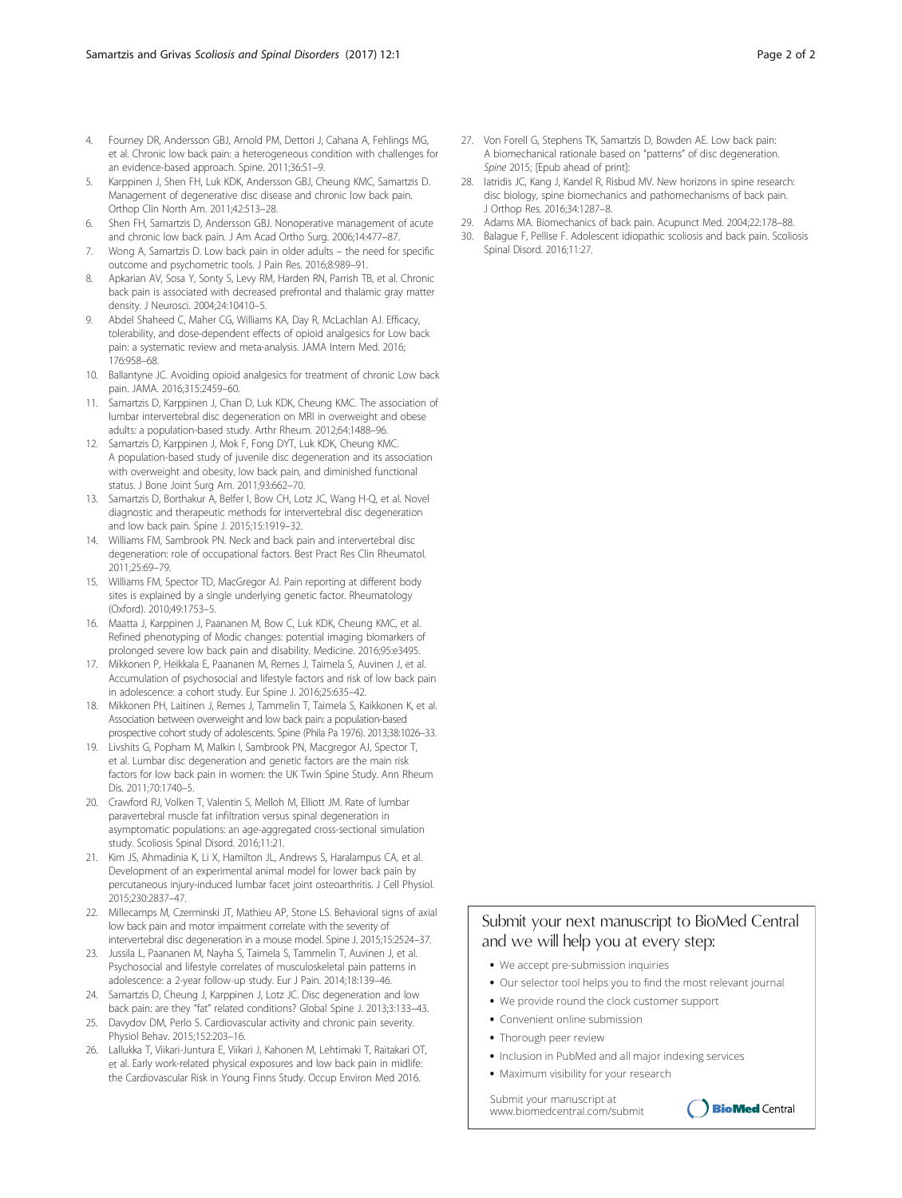4. Fourney DR, Andersson GBJ, Arnold PM, Dettori J, Cahana A, Fehlings MG, et al. Chronic low back pain: a heterogeneous condition with challenges for an evidence-based approach. Spine. 2011;36:S1–9.
5. Karppinen J, Shen FH, Luk KDK, Andersson GBJ, Cheung KMC, Samartzis D. Management of degenerative disc disease and chronic low back pain. Orthop Clin North Am. 2011;42:513–28.
6. Shen FH, Samartzis D, Andersson GBJ. Nonoperative management of acute and chronic low back pain. J Am Acad Ortho Surg. 2006;14:477–87.
7. Wong A, Samartzis D. Low back pain in older adults – the need for specific outcome and psychometric tools. J Pain Res. 2016;8:989–91.
8. Apkarian AV, Sosa Y, Sonty S, Levy RM, Harden RN, Parrish TB, et al. Chronic back pain is associated with decreased prefrontal and thalamic gray matter density. J Neurosci. 2004;24:10410–5.
9. Abdel Shaheed C, Maher CG, Williams KA, Day R, McLachlan AJ. Efficacy, tolerability, and dose-dependent effects of opioid analgesics for Low back pain: a systematic review and meta-analysis. JAMA Intern Med. 2016; 176:958–68.
10. Ballantyne JC. Avoiding opioid analgesics for treatment of chronic Low back pain. JAMA. 2016;315:2459–60.
11. Samartzis D, Karppinen J, Chan D, Luk KDK, Cheung KMC. The association of lumbar intervertebral disc degeneration on MRI in overweight and obese adults: a population-based study. Arthr Rheum. 2012;64:1488–96.
12. Samartzis D, Karppinen J, Mok F, Fong DYT, Luk KDK, Cheung KMC. A population-based study of juvenile disc degeneration and its association with overweight and obesity, low back pain, and diminished functional status. J Bone Joint Surg Am. 2011;93:662–70.
13. Samartzis D, Borthakur A, Belfer I, Bow CH, Lotz JC, Wang H-Q, et al. Novel diagnostic and therapeutic methods for intervertebral disc degeneration and low back pain. Spine J. 2015;15:1919–32.
14. Williams FM, Sambrook PN. Neck and back pain and intervertebral disc degeneration: role of occupational factors. Best Pract Res Clin Rheumatol. 2011;25:69–79.
15. Williams FM, Spector TD, MacGregor AJ. Pain reporting at different body sites is explained by a single underlying genetic factor. Rheumatology (Oxford). 2010;49:1753–5.
16. Maatta J, Karppinen J, Paananen M, Bow C, Luk KDK, Cheung KMC, et al. Refined phenotyping of Modic changes: potential imaging biomarkers of prolonged severe low back pain and disability. Medicine. 2016;95:e3495.
17. Mikkonen P, Heikkala E, Paananen M, Remes J, Taimela S, Auvinen J, et al. Accumulation of psychosocial and lifestyle factors and risk of low back pain in adolescence: a cohort study. Eur Spine J. 2016;25:635–42.
18. Mikkonen PH, Laitinen J, Remes J, Tammelin T, Taimela S, Kaikkonen K, et al. Association between overweight and low back pain: a population-based prospective cohort study of adolescents. Spine (Phila Pa 1976). 2013;38:1026–33.
19. Livshits G, Popham M, Malkin I, Sambrook PN, Macgregor AJ, Spector T, et al. Lumbar disc degeneration and genetic factors are the main risk factors for low back pain in women: the UK Twin Spine Study. Ann Rheum Dis. 2011;70:1740–5.
20. Crawford RJ, Volken T, Valentin S, Melloh M, Elliott JM. Rate of lumbar paravertebral muscle fat infiltration versus spinal degeneration in asymptomatic populations: an age-aggregated cross-sectional simulation study. Scoliosis Spinal Disord. 2016;11:21.
21. Kim JS, Ahmadinia K, Li X, Hamilton JL, Andrews S, Haralampus CA, et al. Development of an experimental animal model for lower back pain by percutaneous injury-induced lumbar facet joint osteoarthritis. J Cell Physiol. 2015;230:2837–47.
22. Millecamps M, Czerminski JT, Mathieu AP, Stone LS. Behavioral signs of axial low back pain and motor impairment correlate with the severity of intervertebral disc degeneration in a mouse model. Spine J. 2015;15:2524–37.
23. Jussila L, Paananen M, Nayha S, Taimela S, Tammelin T, Auvinen J, et al. Psychosocial and lifestyle correlates of musculoskeletal pain patterns in adolescence: a 2-year follow-up study. Eur J Pain. 2014;18:139–46.
24. Samartzis D, Cheung J, Karppinen J, Lotz JC. Disc degeneration and low back pain: are they "fat" related conditions? Global Spine J. 2013;3:133–43.
25. Davydov DM, Perlo S. Cardiovascular activity and chronic pain severity. Physiol Behav. 2015;152:203–16.
26. Lallukka T, Viikari-Juntura E, Viikari J, Kahonen M, Lehtimaki T, Raitakari OT, et al. Early work-related physical exposures and low back pain in midlife: the Cardiovascular Risk in Young Finns Study. Occup Environ Med 2016.
27. Von Forell G, Stephens TK, Samartzis D, Bowden AE. Low back pain: A biomechanical rationale based on "patterns" of disc degeneration. *Spine* 2015; [Epub ahead of print]:
28. Iatridis JC, Kang J, Kandel R, Risbud MV. New horizons in spine research: disc biology, spine biomechanics and pathomechanisms of back pain. J Orthop Res. 2016;34:1287–8.
29. Adams MA. Biomechanics of back pain. Acupunct Med. 2004;22:178–88.
30. Balague F, Pellise F. Adolescent idiopathic scoliosis and back pain. Scoliosis Spinal Disord. 2016;11:27.

Submit your next manuscript to BioMed Central and we will help you at every step:

- We accept pre-submission inquiries
- Our selector tool helps you to find the most relevant journal
- We provide round the clock customer support
- Convenient online submission
- Thorough peer review
- Inclusion in PubMed and all major indexing services
- Maximum visibility for your research

Submit your manuscript at www.biomedcentral.com/submit

BioMed Central